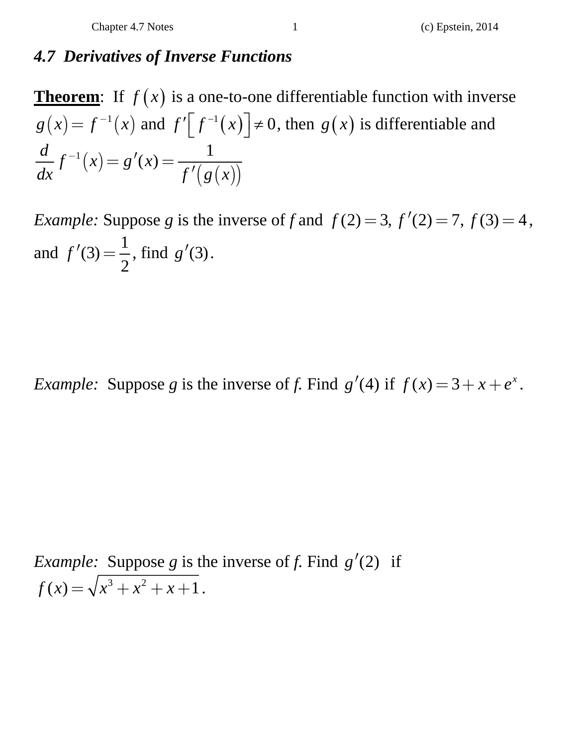## *4.7 Derivatives of Inverse Functions*

**Theorem**: If $f(x)$ is a one-to-one differentiable function with inverse $g(x) = f^{-1}(x)$ and $f'\left[f^{-1}(x)\right] \neq 0$, then $g(x)$ is differentiable and

$$\frac{d}{dx} f^{-1}(x) = g'(x) = \frac{1}{f'(g(x))}$$

*Example:* Suppose *g* is the inverse of *f* and $f(2) = 3$, $f'(2) = 7$, $f(3) = 4$, and $f'(3) = \frac{1}{2}$, find $g'(3)$.

*Example:* Suppose *g* is the inverse of *f*. Find $g'(4)$ if $f(x) = 3 + x + e^x$.

*Example:* Suppose *g* is the inverse of *f*. Find $g'(2)$ if $f(x) = \sqrt{x^3 + x^2 + x + 1}$.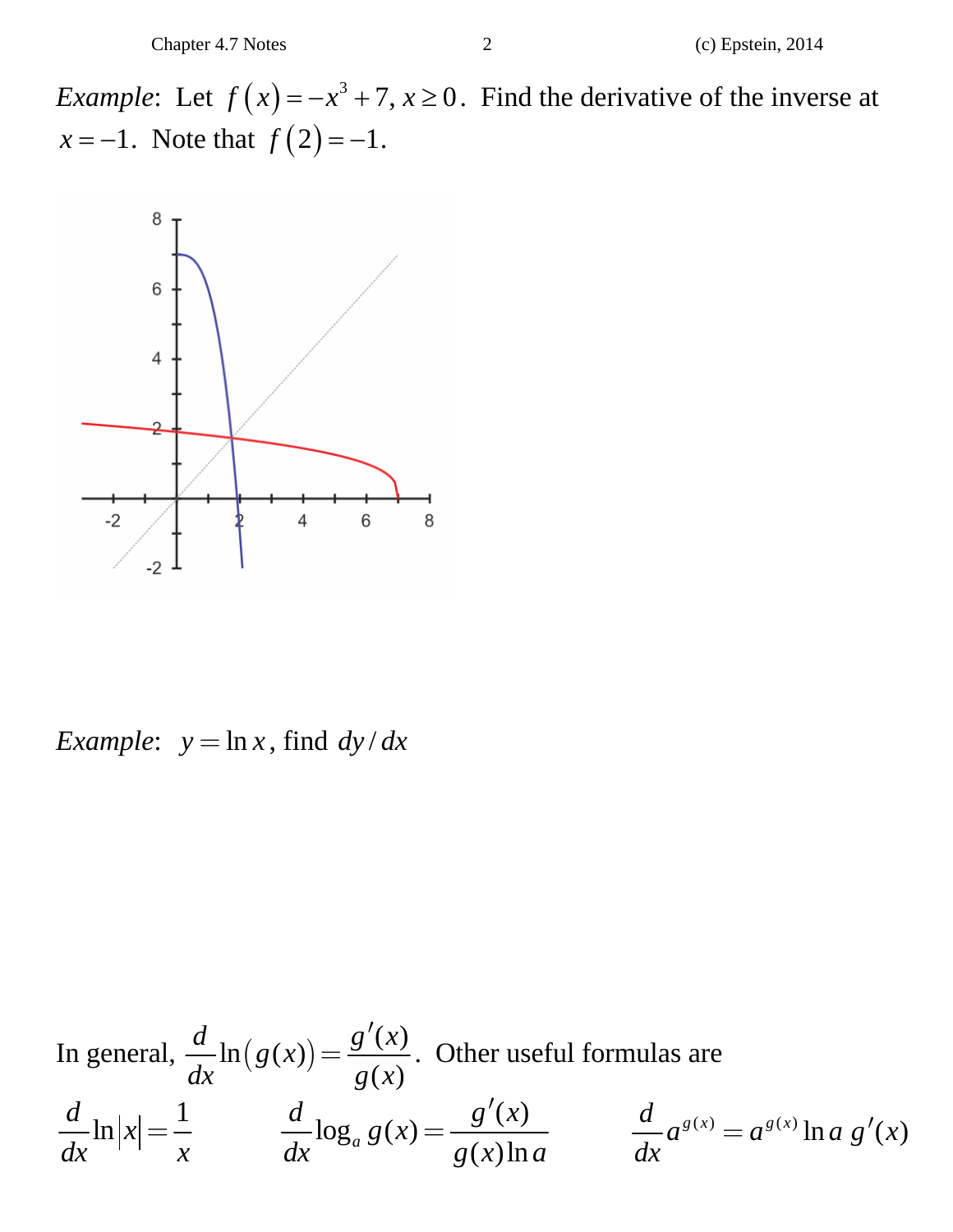*Example*: Let $f(x) = -x^3 + 7,\ x \geq 0$. Find the derivative of the inverse at $x = -1$. Note that $f(2) = -1$.

*Example*: $y = \ln x$, find $dy/dx$

In general, $\dfrac{d}{dx}\ln\left(g(x)\right) = \dfrac{g'(x)}{g(x)}$. Other useful formulas are

$$\frac{d}{dx}\ln|x| = \frac{1}{x} \qquad \frac{d}{dx}\log_a g(x) = \frac{g'(x)}{g(x)\ln a} \qquad \frac{d}{dx}a^{g(x)} = a^{g(x)}\ln a\, g'(x)$$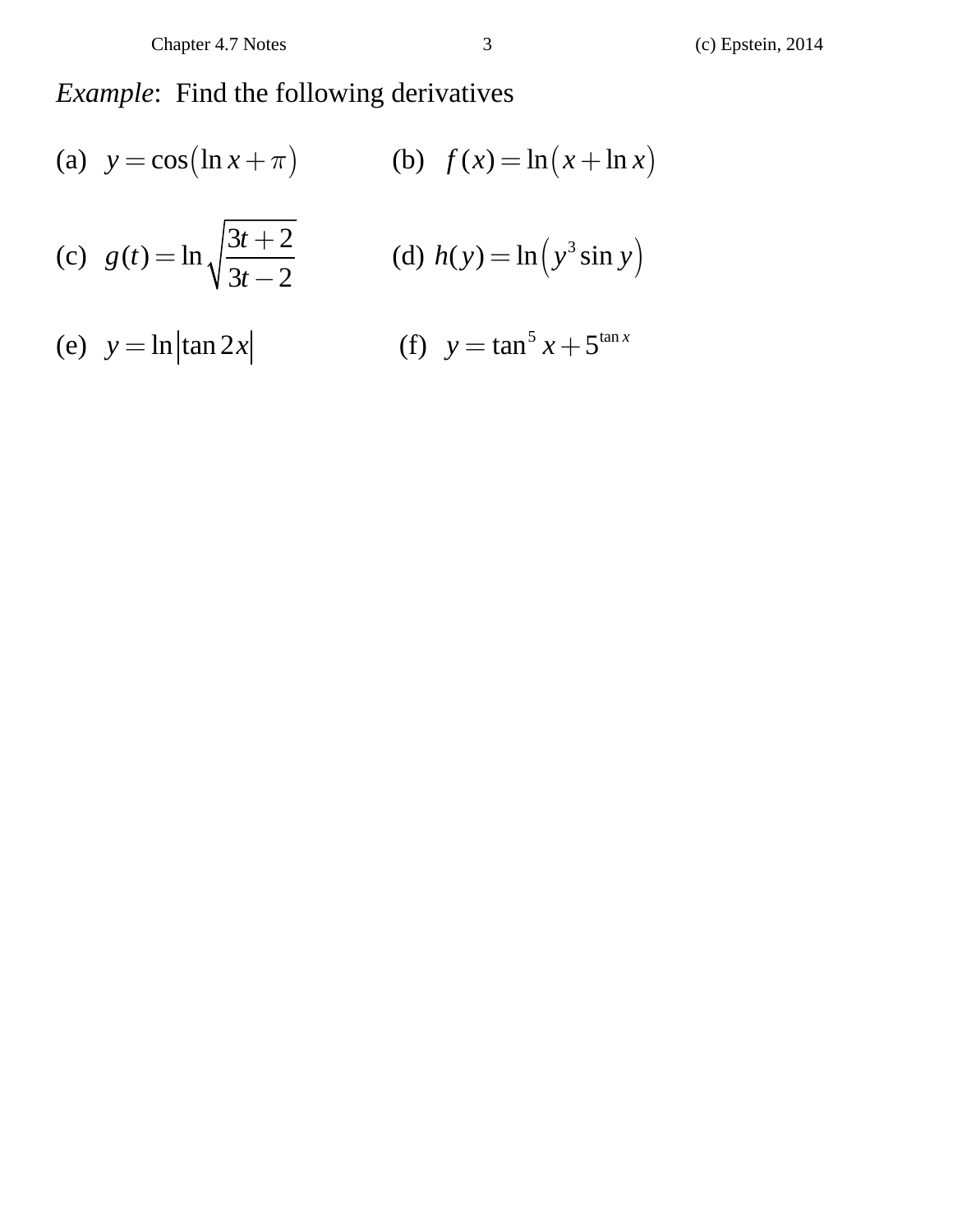*Example*: Find the following derivatives

(a) $y = \cos\left(\ln x + \pi\right)$ (b) $f(x) = \ln\left(x + \ln x\right)$

(c) $g(t) = \ln\sqrt{\dfrac{3t+2}{3t-2}}$ (d) $h(y) = \ln\left(y^3 \sin y\right)$

(e) $y = \ln\left|\tan 2x\right|$ (f) $y = \tan^5 x + 5^{\tan x}$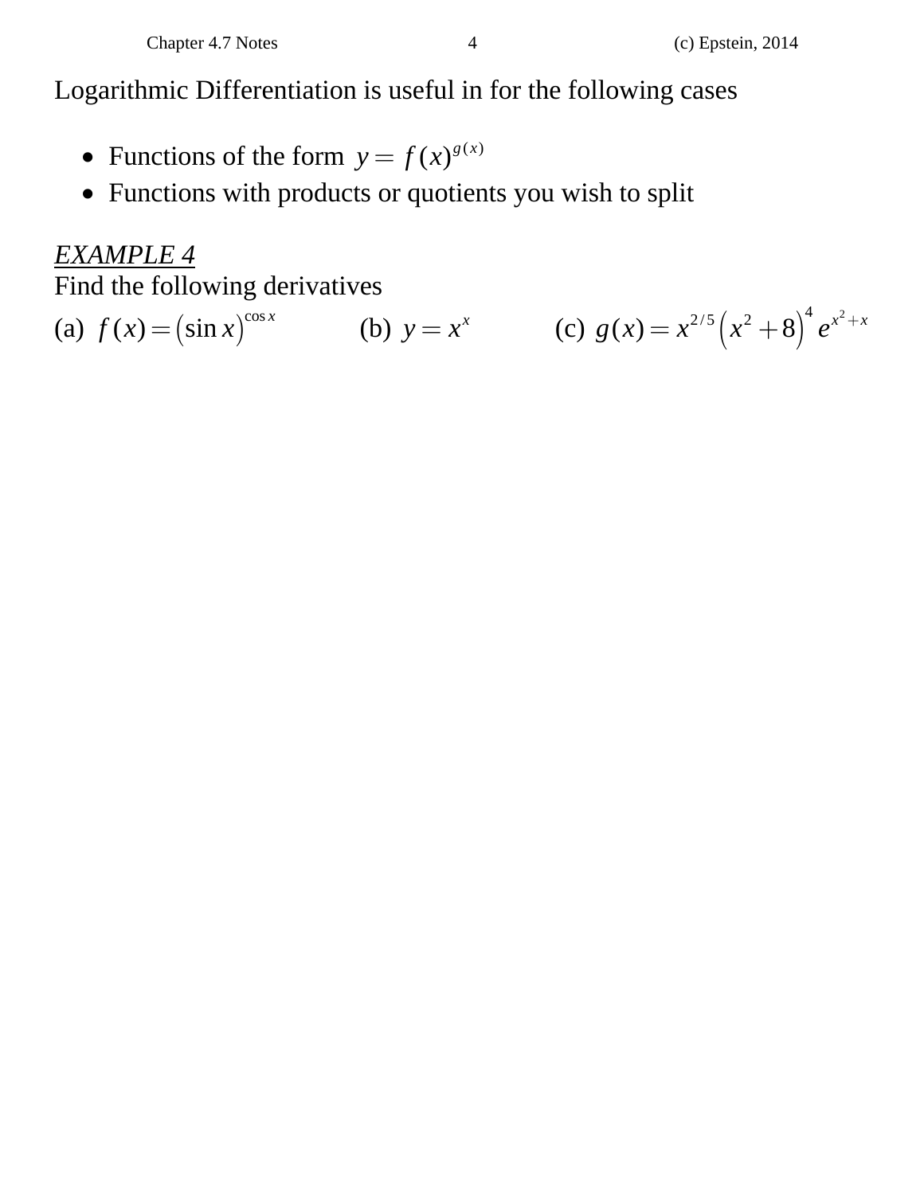Logarithmic Differentiation is useful in for the following cases

- Functions of the form $y = f(x)^{g(x)}$
- Functions with products or quotients you wish to split

*<u>EXAMPLE 4</u>*

Find the following derivatives

(a) $f(x) = (\sin x)^{\cos x}$ (b) $y = x^x$ (c) $g(x) = x^{2/5}\left(x^2 + 8\right)^4 e^{x^2 + x}$